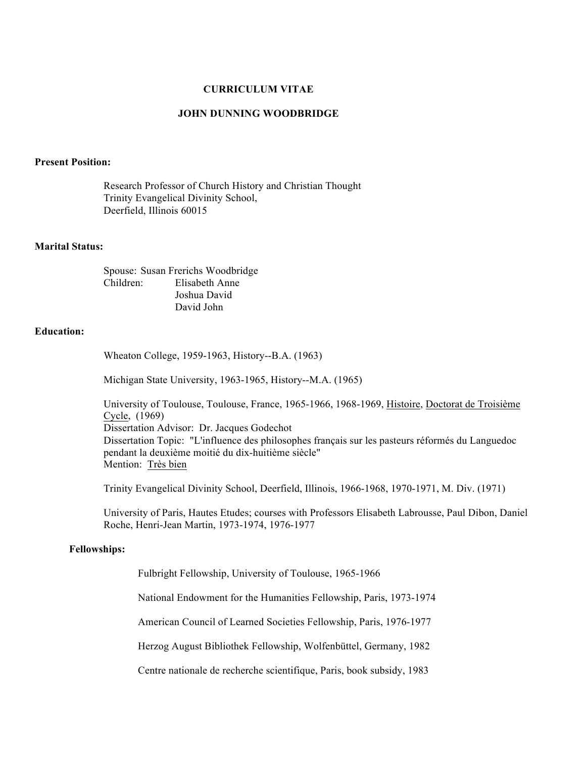# CURRICULUM VITAE

## JOHN DUNNING WOODBRIDGE

**Present Position:**

Research Professor of Church History and Christian Thought
Trinity Evangelical Divinity School,
Deerfield, Illinois 60015

**Marital Status:**

Spouse: Susan Frerichs Woodbridge
Children: Elisabeth Anne
Joshua David
David John

**Education:**

Wheaton College, 1959-1963, History--B.A. (1963)

Michigan State University, 1963-1965, History--M.A. (1965)

University of Toulouse, Toulouse, France, 1965-1966, 1968-1969, Histoire, Doctorat de Troisième Cycle, (1969)
Dissertation Advisor: Dr. Jacques Godechot
Dissertation Topic: "L'influence des philosophes français sur les pasteurs réformés du Languedoc pendant la deuxième moitié du dix-huitième siècle"
Mention: Très bien

Trinity Evangelical Divinity School, Deerfield, Illinois, 1966-1968, 1970-1971, M. Div. (1971)

University of Paris, Hautes Etudes; courses with Professors Elisabeth Labrousse, Paul Dibon, Daniel Roche, Henri-Jean Martin, 1973-1974, 1976-1977

**Fellowships:**

Fulbright Fellowship, University of Toulouse, 1965-1966

National Endowment for the Humanities Fellowship, Paris, 1973-1974

American Council of Learned Societies Fellowship, Paris, 1976-1977

Herzog August Bibliothek Fellowship, Wolfenbüttel, Germany, 1982

Centre nationale de recherche scientifique, Paris, book subsidy, 1983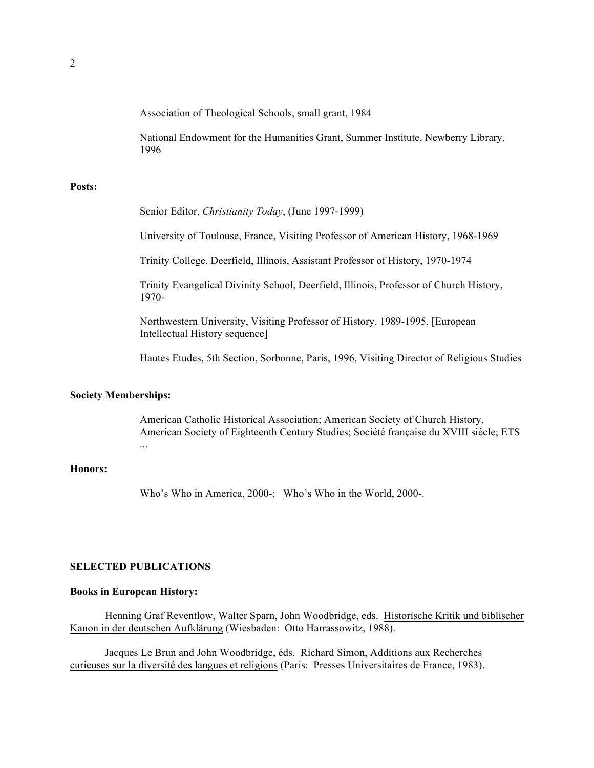Association of Theological Schools, small grant, 1984

National Endowment for the Humanities Grant, Summer Institute, Newberry Library, 1996

**Posts:**

Senior Editor, *Christianity Today*, (June 1997-1999)

University of Toulouse, France, Visiting Professor of American History, 1968-1969

Trinity College, Deerfield, Illinois, Assistant Professor of History, 1970-1974

Trinity Evangelical Divinity School, Deerfield, Illinois, Professor of Church History, 1970-

Northwestern University, Visiting Professor of History, 1989-1995. [European Intellectual History sequence]

Hautes Etudes, 5th Section, Sorbonne, Paris, 1996, Visiting Director of Religious Studies

**Society Memberships:**

American Catholic Historical Association; American Society of Church History, American Society of Eighteenth Century Studies; Société française du XVIII siècle; ETS ...

**Honors:**

Who's Who in America, 2000-; Who's Who in the World, 2000-.

## SELECTED PUBLICATIONS

**Books in European History:**

Henning Graf Reventlow, Walter Sparn, John Woodbridge, eds. Historische Kritik und biblischer Kanon in der deutschen Aufklärung (Wiesbaden: Otto Harrassowitz, 1988).

Jacques Le Brun and John Woodbridge, éds. Richard Simon, Additions aux Recherches curieuses sur la diversité des langues et religions (Paris: Presses Universitaires de France, 1983).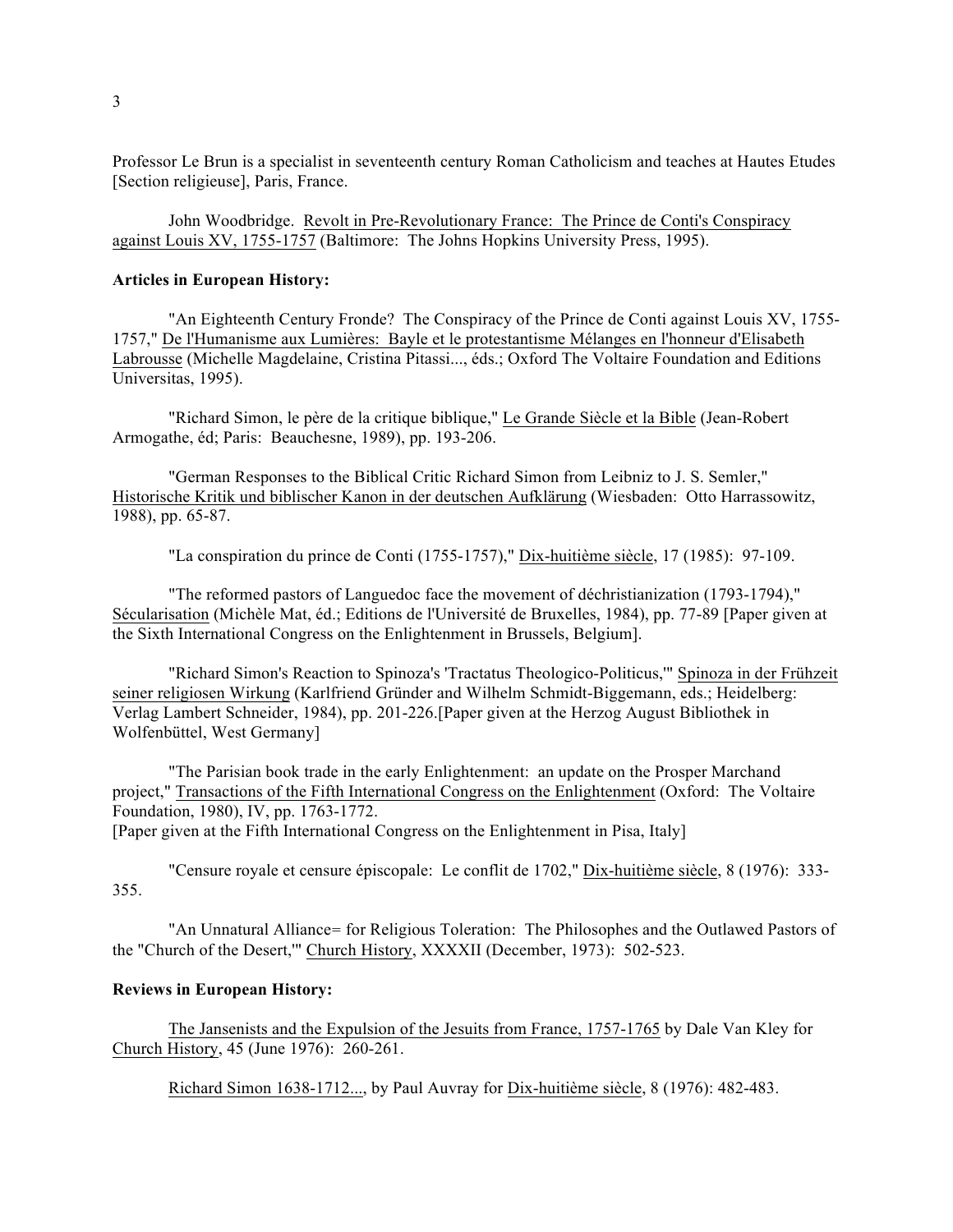Professor Le Brun is a specialist in seventeenth century Roman Catholicism and teaches at Hautes Etudes [Section religieuse], Paris, France.

John Woodbridge. Revolt in Pre-Revolutionary France: The Prince de Conti's Conspiracy against Louis XV, 1755-1757 (Baltimore: The Johns Hopkins University Press, 1995).

**Articles in European History:**

"An Eighteenth Century Fronde? The Conspiracy of the Prince de Conti against Louis XV, 1755-1757," De l'Humanisme aux Lumières: Bayle et le protestantisme Mélanges en l'honneur d'Elisabeth Labrousse (Michelle Magdelaine, Cristina Pitassi..., éds.; Oxford The Voltaire Foundation and Editions Universitas, 1995).

"Richard Simon, le père de la critique biblique," Le Grande Siècle et la Bible (Jean-Robert Armogathe, éd; Paris: Beauchesne, 1989), pp. 193-206.

"German Responses to the Biblical Critic Richard Simon from Leibniz to J. S. Semler," Historische Kritik und biblischer Kanon in der deutschen Aufklärung (Wiesbaden: Otto Harrassowitz, 1988), pp. 65-87.

"La conspiration du prince de Conti (1755-1757)," Dix-huitième siècle, 17 (1985): 97-109.

"The reformed pastors of Languedoc face the movement of déchristianization (1793-1794)," Sécularisation (Michèle Mat, éd.; Editions de l'Université de Bruxelles, 1984), pp. 77-89 [Paper given at the Sixth International Congress on the Enlightenment in Brussels, Belgium].

"Richard Simon's Reaction to Spinoza's 'Tractatus Theologico-Politicus,'" Spinoza in der Frühzeit seiner religiosen Wirkung (Karlfriend Gründer and Wilhelm Schmidt-Biggemann, eds.; Heidelberg: Verlag Lambert Schneider, 1984), pp. 201-226.[Paper given at the Herzog August Bibliothek in Wolfenbüttel, West Germany]

"The Parisian book trade in the early Enlightenment: an update on the Prosper Marchand project," Transactions of the Fifth International Congress on the Enlightenment (Oxford: The Voltaire Foundation, 1980), IV, pp. 1763-1772.
[Paper given at the Fifth International Congress on the Enlightenment in Pisa, Italy]

"Censure royale et censure épiscopale: Le conflit de 1702," Dix-huitième siècle, 8 (1976): 333-355.

"An Unnatural Alliance= for Religious Toleration: The Philosophes and the Outlawed Pastors of the "Church of the Desert,'" Church History, XXXXII (December, 1973): 502-523.

**Reviews in European History:**

The Jansenists and the Expulsion of the Jesuits from France, 1757-1765 by Dale Van Kley for Church History, 45 (June 1976): 260-261.

Richard Simon 1638-1712..., by Paul Auvray for Dix-huitième siècle, 8 (1976): 482-483.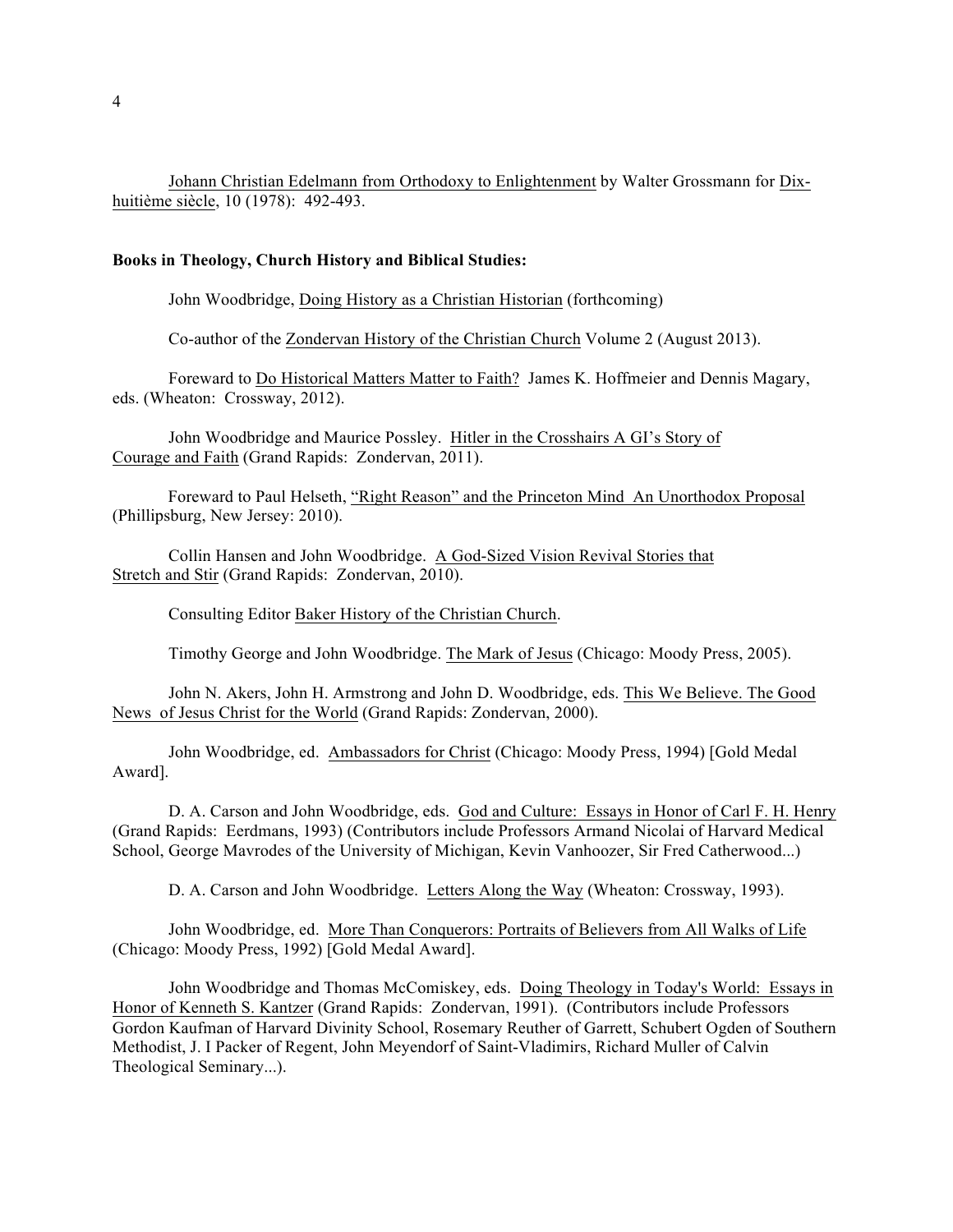Johann Christian Edelmann from Orthodoxy to Enlightenment by Walter Grossmann for Dix-huitième siècle, 10 (1978): 492-493.

**Books in Theology, Church History and Biblical Studies:**

John Woodbridge, Doing History as a Christian Historian (forthcoming)

Co-author of the Zondervan History of the Christian Church Volume 2 (August 2013).

Foreward to Do Historical Matters Matter to Faith? James K. Hoffmeier and Dennis Magary, eds. (Wheaton: Crossway, 2012).

John Woodbridge and Maurice Possley. Hitler in the Crosshairs A GI's Story of Courage and Faith (Grand Rapids: Zondervan, 2011).

Foreward to Paul Helseth, "Right Reason" and the Princeton Mind An Unorthodox Proposal (Phillipsburg, New Jersey: 2010).

Collin Hansen and John Woodbridge. A God-Sized Vision Revival Stories that Stretch and Stir (Grand Rapids: Zondervan, 2010).

Consulting Editor Baker History of the Christian Church.

Timothy George and John Woodbridge. The Mark of Jesus (Chicago: Moody Press, 2005).

John N. Akers, John H. Armstrong and John D. Woodbridge, eds. This We Believe. The Good News of Jesus Christ for the World (Grand Rapids: Zondervan, 2000).

John Woodbridge, ed. Ambassadors for Christ (Chicago: Moody Press, 1994) [Gold Medal Award].

D. A. Carson and John Woodbridge, eds. God and Culture: Essays in Honor of Carl F. H. Henry (Grand Rapids: Eerdmans, 1993) (Contributors include Professors Armand Nicolai of Harvard Medical School, George Mavrodes of the University of Michigan, Kevin Vanhoozer, Sir Fred Catherwood...)

D. A. Carson and John Woodbridge. Letters Along the Way (Wheaton: Crossway, 1993).

John Woodbridge, ed. More Than Conquerors: Portraits of Believers from All Walks of Life (Chicago: Moody Press, 1992) [Gold Medal Award].

John Woodbridge and Thomas McComiskey, eds. Doing Theology in Today's World: Essays in Honor of Kenneth S. Kantzer (Grand Rapids: Zondervan, 1991). (Contributors include Professors Gordon Kaufman of Harvard Divinity School, Rosemary Reuther of Garrett, Schubert Ogden of Southern Methodist, J. I Packer of Regent, John Meyendorf of Saint-Vladimirs, Richard Muller of Calvin Theological Seminary...).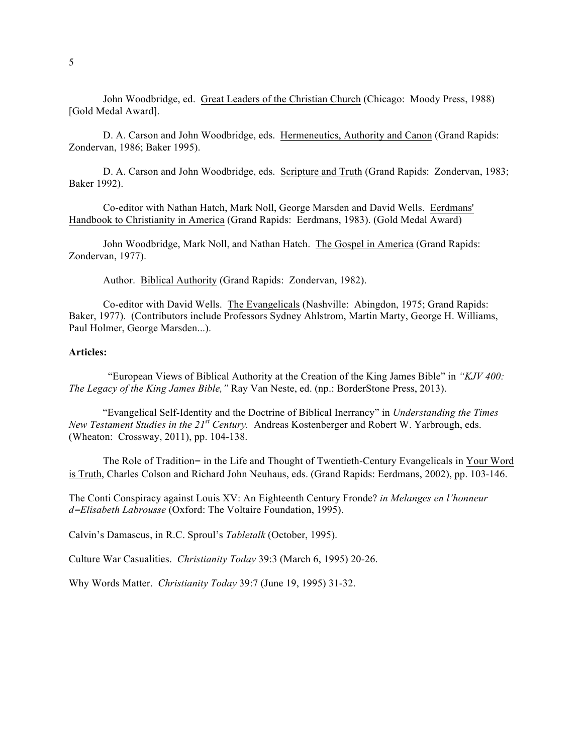John Woodbridge, ed. Great Leaders of the Christian Church (Chicago: Moody Press, 1988) [Gold Medal Award].

D. A. Carson and John Woodbridge, eds. Hermeneutics, Authority and Canon (Grand Rapids: Zondervan, 1986; Baker 1995).

D. A. Carson and John Woodbridge, eds. Scripture and Truth (Grand Rapids: Zondervan, 1983; Baker 1992).

Co-editor with Nathan Hatch, Mark Noll, George Marsden and David Wells. Eerdmans' Handbook to Christianity in America (Grand Rapids: Eerdmans, 1983). (Gold Medal Award)

John Woodbridge, Mark Noll, and Nathan Hatch. The Gospel in America (Grand Rapids: Zondervan, 1977).

Author. Biblical Authority (Grand Rapids: Zondervan, 1982).

Co-editor with David Wells. The Evangelicals (Nashville: Abingdon, 1975; Grand Rapids: Baker, 1977). (Contributors include Professors Sydney Ahlstrom, Martin Marty, George H. Williams, Paul Holmer, George Marsden...).

**Articles:**

"European Views of Biblical Authority at the Creation of the King James Bible" in *"KJV 400: The Legacy of the King James Bible,"* Ray Van Neste, ed. (np.: BorderStone Press, 2013).

"Evangelical Self-Identity and the Doctrine of Biblical Inerrancy" in *Understanding the Times New Testament Studies in the 21st Century.* Andreas Kostenberger and Robert W. Yarbrough, eds. (Wheaton: Crossway, 2011), pp. 104-138.

The Role of Tradition= in the Life and Thought of Twentieth-Century Evangelicals in Your Word is Truth, Charles Colson and Richard John Neuhaus, eds. (Grand Rapids: Eerdmans, 2002), pp. 103-146.

The Conti Conspiracy against Louis XV: An Eighteenth Century Fronde? *in Melanges en l'honneur d=Elisabeth Labrousse* (Oxford: The Voltaire Foundation, 1995).

Calvin's Damascus, in R.C. Sproul's *Tabletalk* (October, 1995).

Culture War Casualities. *Christianity Today* 39:3 (March 6, 1995) 20-26.

Why Words Matter. *Christianity Today* 39:7 (June 19, 1995) 31-32.